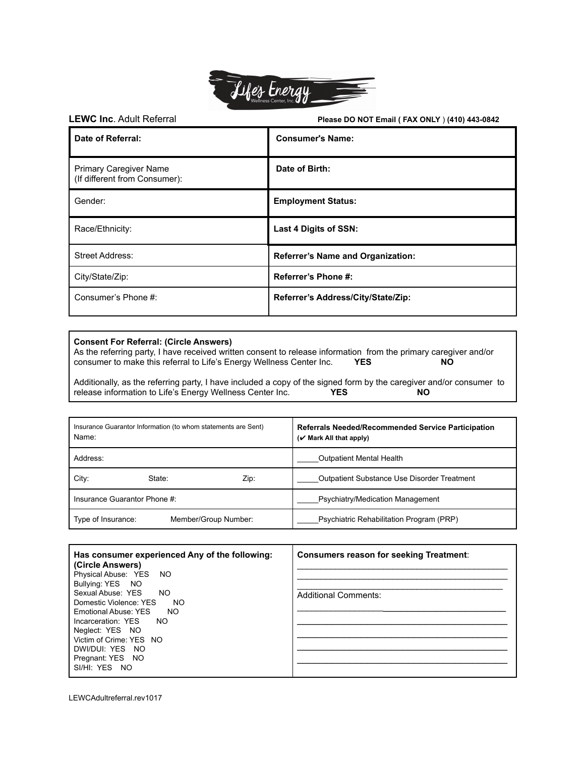**LEWC Inc**. Adult Referral

**Please DO NOT Email ( FAX ONLY ) (410) 443-0842**

| | |
|---|---|
| **Date of Referral:** | **Consumer's Name:** |
| Primary Caregiver Name (If different from Consumer): | **Date of Birth:** |
| Gender: | **Employment Status:** |
| Race/Ethnicity: | **Last 4 Digits of SSN:** |
| Street Address: | **Referrer's Name and Organization:** |
| City/State/Zip: | **Referrer's Phone #:** |
| Consumer's Phone #: | **Referrer's Address/City/State/Zip:** |

**Consent For Referral: (Circle Answers)**
As the referring party, I have received written consent to release information from the primary caregiver and/or consumer to make this referral to Life's Energy Wellness Center Inc. **YES** **NO**

Additionally, as the referring party, I have included a copy of the signed form by the caregiver and/or consumer to release information to Life's Energy Wellness Center Inc. **YES** **NO**

| Insurance Guarantor Information (to whom statements are Sent) Name: | **Referrals Needed/Recommended Service Participation (✔ Mark All that apply)** |
|---|---|
| Address: | _____Outpatient Mental Health |
| City: State: Zip: | _____Outpatient Substance Use Disorder Treatment |
| Insurance Guarantor Phone #: | _____Psychiatry/Medication Management |
| Type of Insurance: Member/Group Number: | _____Psychiatric Rehabilitation Program (PRP) |

| **Has consumer experienced Any of the following: (Circle Answers)** | **Consumers reason for seeking Treatment**: |
|---|---|
| Physical Abuse: YES NO<br>Bullying: YES NO<br>Sexual Abuse: YES NO<br>Domestic Violence: YES NO<br>Emotional Abuse: YES NO<br>Incarceration: YES NO<br>Neglect: YES NO<br>Victim of Crime: YES NO<br>DWI/DUI: YES NO<br>Pregnant: YES NO<br>SI/HI: YES NO | ______________________________________________<br>______________________________________________<br>______________________________________________<br>Additional Comments:<br>______________________________________________<br>______________________________________________<br>______________________________________________<br>______________________________________________<br>______________________________________________ |

LEWCAdultreferral.rev1017